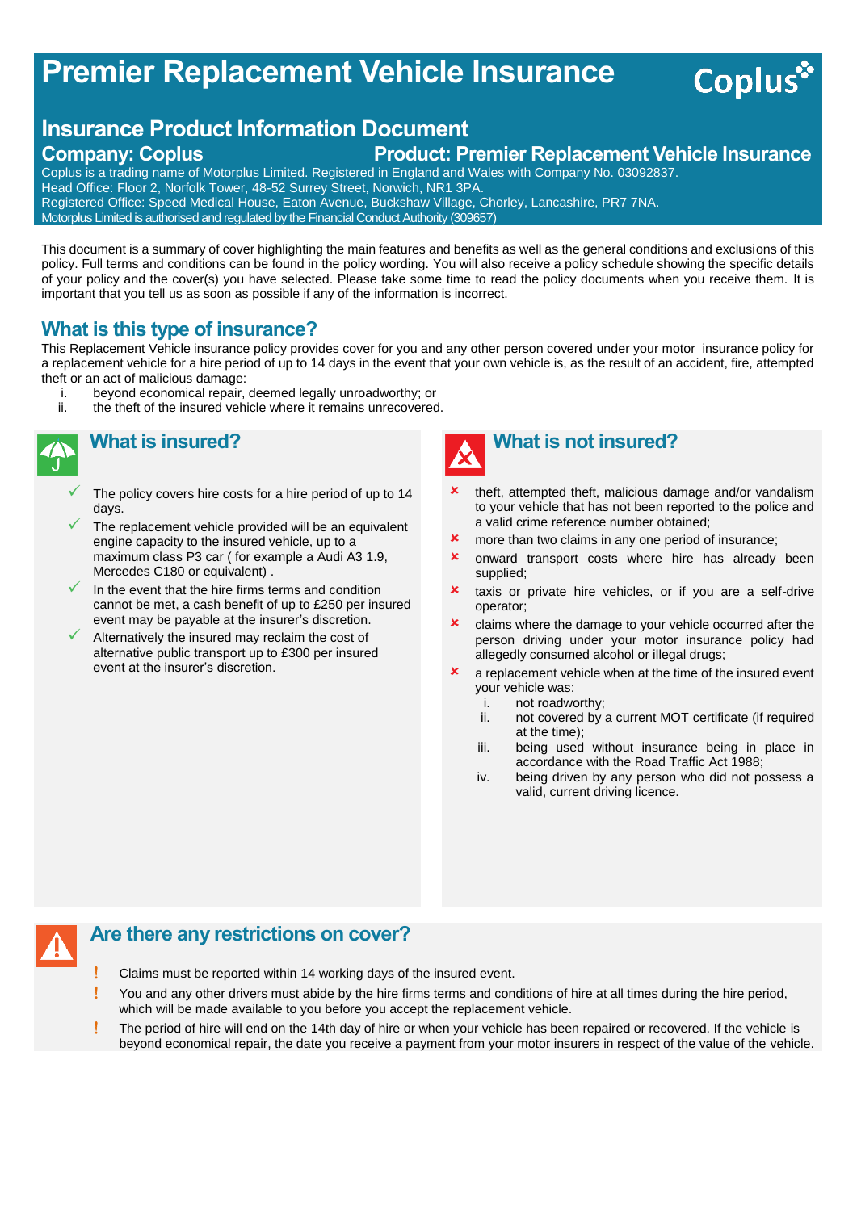# Premier Replacement Vehicle Insurance

Coplus

## Insurance Product Information Document

**Company: Coplus** **Product: Premier Replacement Vehicle Insurance**

Coplus is a trading name of Motorplus Limited. Registered in England and Wales with Company No. 03092837.
Head Office: Floor 2, Norfolk Tower, 48-52 Surrey Street, Norwich, NR1 3PA.
Registered Office: Speed Medical House, Eaton Avenue, Buckshaw Village, Chorley, Lancashire, PR7 7NA.
Motorplus Limited is authorised and regulated by the Financial Conduct Authority (309657)

This document is a summary of cover highlighting the main features and benefits as well as the general conditions and exclusions of this policy. Full terms and conditions can be found in the policy wording. You will also receive a policy schedule showing the specific details of your policy and the cover(s) you have selected. Please take some time to read the policy documents when you receive them. It is important that you tell us as soon as possible if any of the information is incorrect.

## What is this type of insurance?

This Replacement Vehicle insurance policy provides cover for you and any other person covered under your motor insurance policy for a replacement vehicle for a hire period of up to 14 days in the event that your own vehicle is, as the result of an accident, fire, attempted theft or an act of malicious damage:

i. beyond economical repair, deemed legally unroadworthy; or
ii. the theft of the insured vehicle where it remains unrecovered.

## What is insured?

- ✓ The policy covers hire costs for a hire period of up to 14 days.
- ✓ The replacement vehicle provided will be an equivalent engine capacity to the insured vehicle, up to a maximum class P3 car ( for example a Audi A3 1.9, Mercedes C180 or equivalent) .
- ✓ In the event that the hire firms terms and condition cannot be met, a cash benefit of up to £250 per insured event may be payable at the insurer's discretion.
- ✓ Alternatively the insured may reclaim the cost of alternative public transport up to £300 per insured event at the insurer's discretion.

## What is not insured?

- ✗ theft, attempted theft, malicious damage and/or vandalism to your vehicle that has not been reported to the police and a valid crime reference number obtained;
- ✗ more than two claims in any one period of insurance;
- ✗ onward transport costs where hire has already been supplied;
- ✗ taxis or private hire vehicles, or if you are a self-drive operator;
- ✗ claims where the damage to your vehicle occurred after the person driving under your motor insurance policy had allegedly consumed alcohol or illegal drugs;
- ✗ a replacement vehicle when at the time of the insured event your vehicle was:
  i. not roadworthy;
  ii. not covered by a current MOT certificate (if required at the time);
  iii. being used without insurance being in place in accordance with the Road Traffic Act 1988;
  iv. being driven by any person who did not possess a valid, current driving licence.

## Are there any restrictions on cover?

- ! Claims must be reported within 14 working days of the insured event.
- ! You and any other drivers must abide by the hire firms terms and conditions of hire at all times during the hire period, which will be made available to you before you accept the replacement vehicle.
- ! The period of hire will end on the 14th day of hire or when your vehicle has been repaired or recovered. If the vehicle is beyond economical repair, the date you receive a payment from your motor insurers in respect of the value of the vehicle.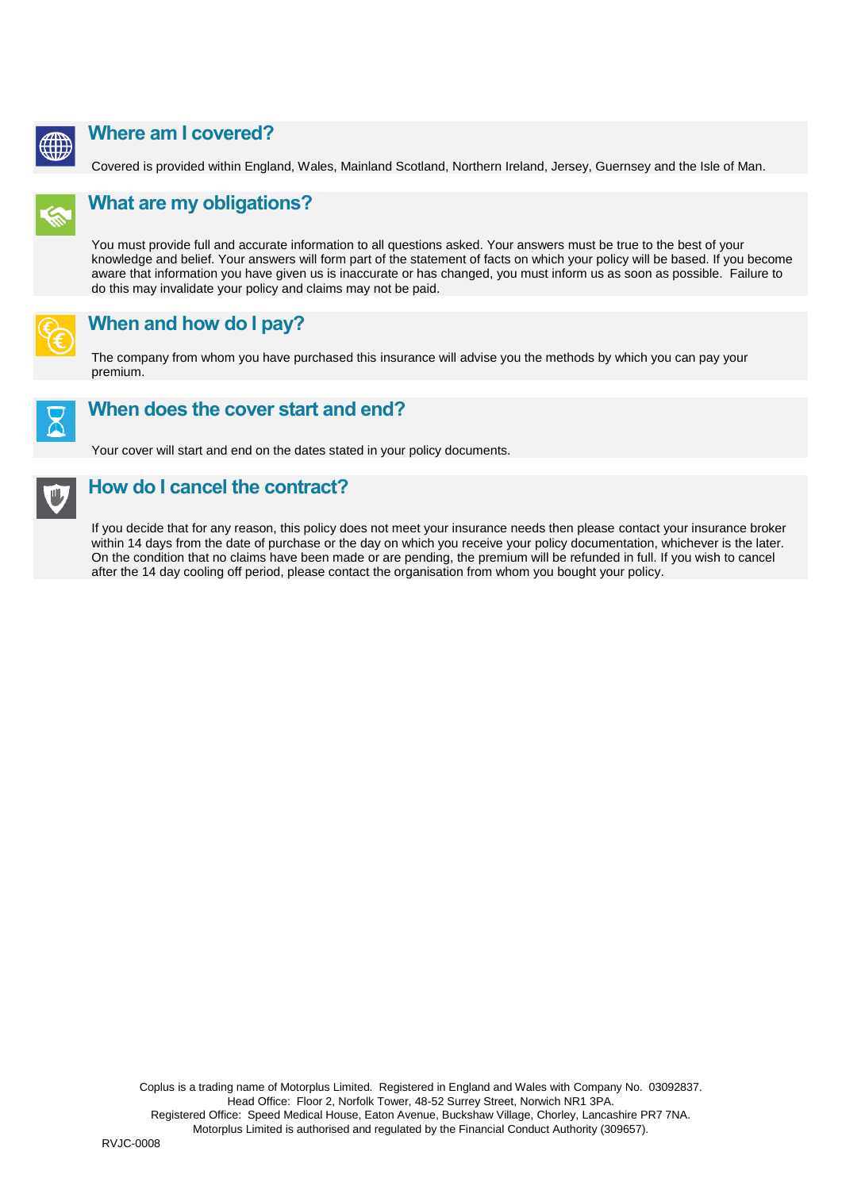## Where am I covered?

Covered is provided within England, Wales, Mainland Scotland, Northern Ireland, Jersey, Guernsey and the Isle of Man.

## What are my obligations?

You must provide full and accurate information to all questions asked. Your answers must be true to the best of your knowledge and belief. Your answers will form part of the statement of facts on which your policy will be based. If you become aware that information you have given us is inaccurate or has changed, you must inform us as soon as possible. Failure to do this may invalidate your policy and claims may not be paid.

## When and how do I pay?

The company from whom you have purchased this insurance will advise you the methods by which you can pay your premium.

## When does the cover start and end?

Your cover will start and end on the dates stated in your policy documents.

## How do I cancel the contract?

If you decide that for any reason, this policy does not meet your insurance needs then please contact your insurance broker within 14 days from the date of purchase or the day on which you receive your policy documentation, whichever is the later. On the condition that no claims have been made or are pending, the premium will be refunded in full. If you wish to cancel after the 14 day cooling off period, please contact the organisation from whom you bought your policy.

Coplus is a trading name of Motorplus Limited. Registered in England and Wales with Company No. 03092837.
Head Office: Floor 2, Norfolk Tower, 48-52 Surrey Street, Norwich NR1 3PA.
Registered Office: Speed Medical House, Eaton Avenue, Buckshaw Village, Chorley, Lancashire PR7 7NA.
Motorplus Limited is authorised and regulated by the Financial Conduct Authority (309657).

RVJC-0008